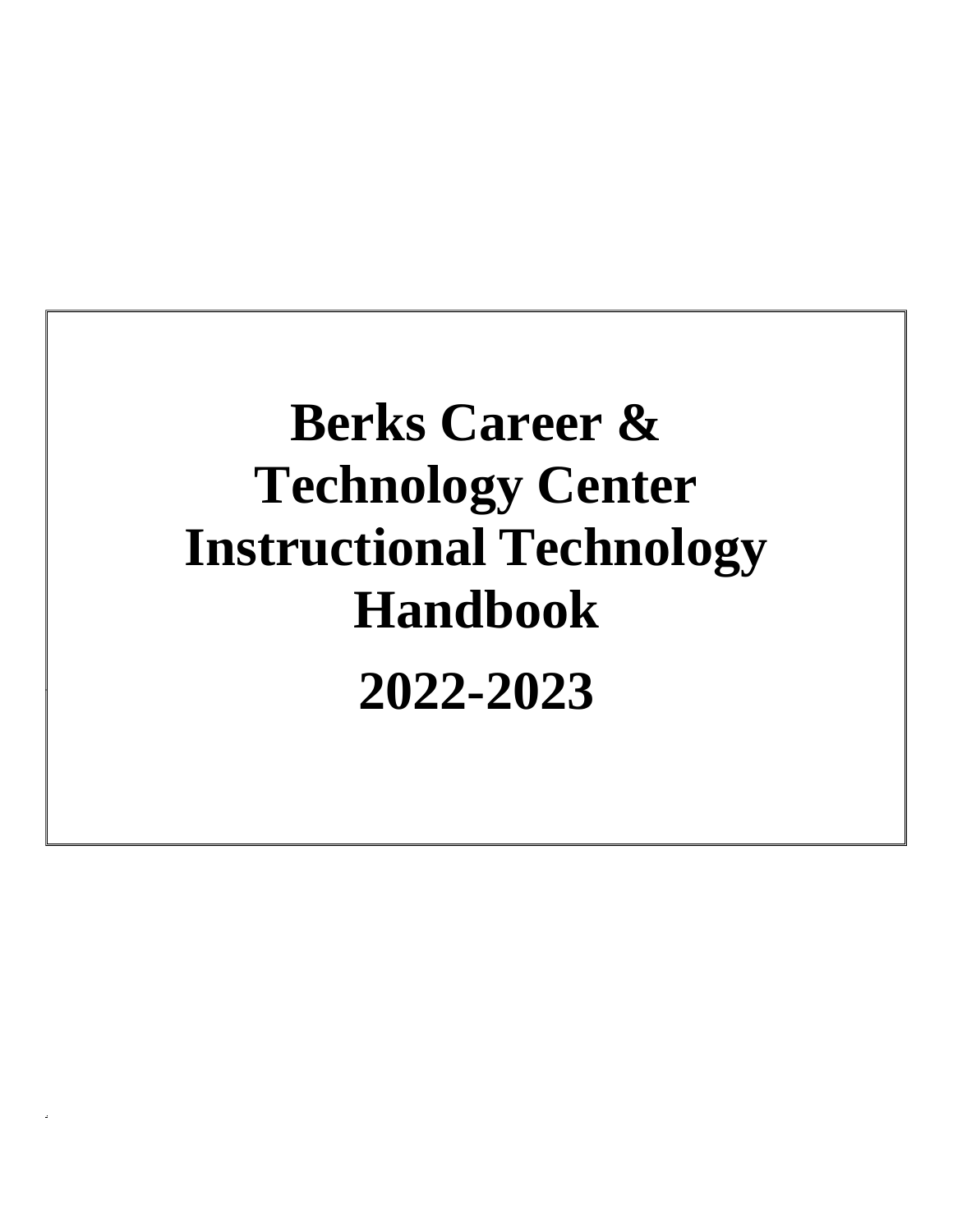# Berks Career & Technology Center Instructional Technology Handbook

# 2022-2023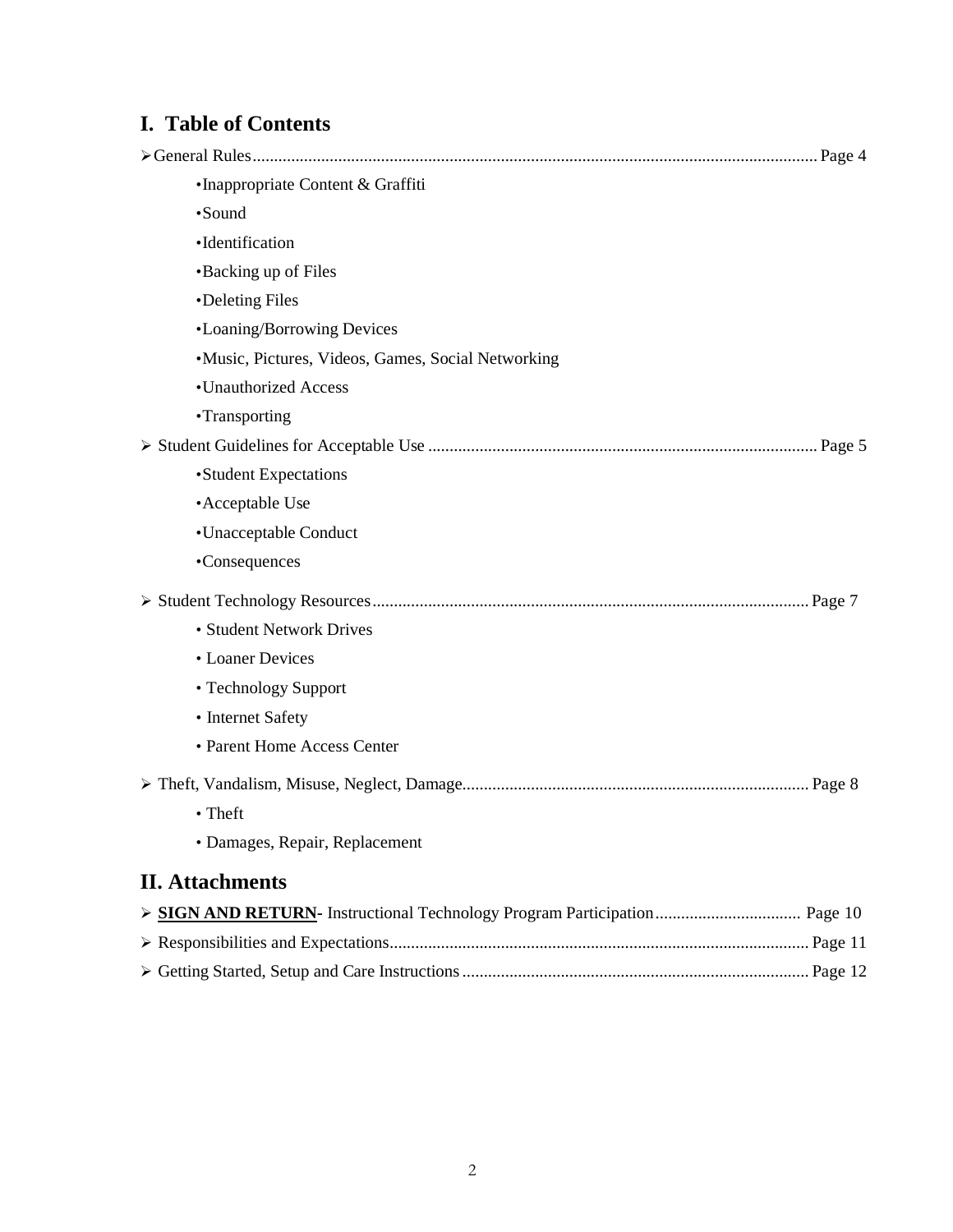## I. Table of Contents

- General Rules ... Page 4
  - Inappropriate Content & Graffiti
  - Sound
  - Identification
  - Backing up of Files
  - Deleting Files
  - Loaning/Borrowing Devices
  - Music, Pictures, Videos, Games, Social Networking
  - Unauthorized Access
  - Transporting
- Student Guidelines for Acceptable Use ... Page 5
  - Student Expectations
  - Acceptable Use
  - Unacceptable Conduct
  - Consequences
- Student Technology Resources ... Page 7
  - Student Network Drives
  - Loaner Devices
  - Technology Support
  - Internet Safety
  - Parent Home Access Center
- Theft, Vandalism, Misuse, Neglect, Damage ... Page 8
  - Theft
  - Damages, Repair, Replacement

## II. Attachments

- **SIGN AND RETURN**- Instructional Technology Program Participation ... Page 10
- Responsibilities and Expectations ... Page 11
- Getting Started, Setup and Care Instructions ... Page 12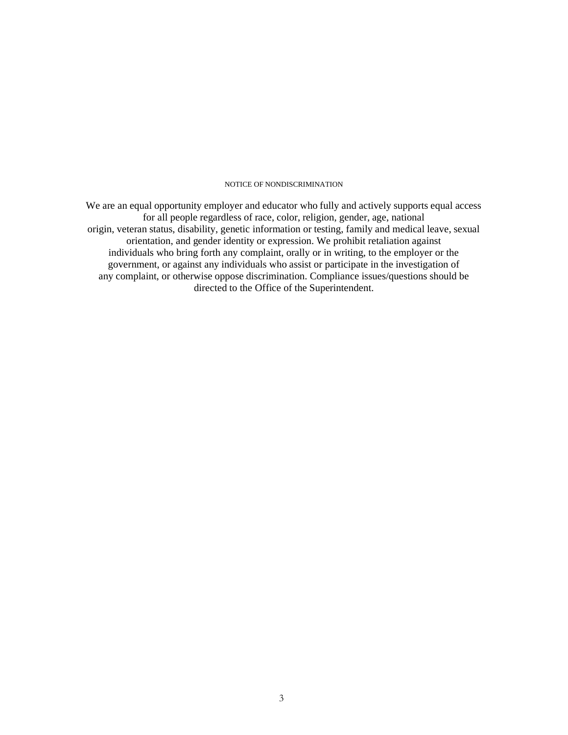## NOTICE OF NONDISCRIMINATION

We are an equal opportunity employer and educator who fully and actively supports equal access for all people regardless of race, color, religion, gender, age, national origin, veteran status, disability, genetic information or testing, family and medical leave, sexual orientation, and gender identity or expression. We prohibit retaliation against individuals who bring forth any complaint, orally or in writing, to the employer or the government, or against any individuals who assist or participate in the investigation of any complaint, or otherwise oppose discrimination. Compliance issues/questions should be directed to the Office of the Superintendent.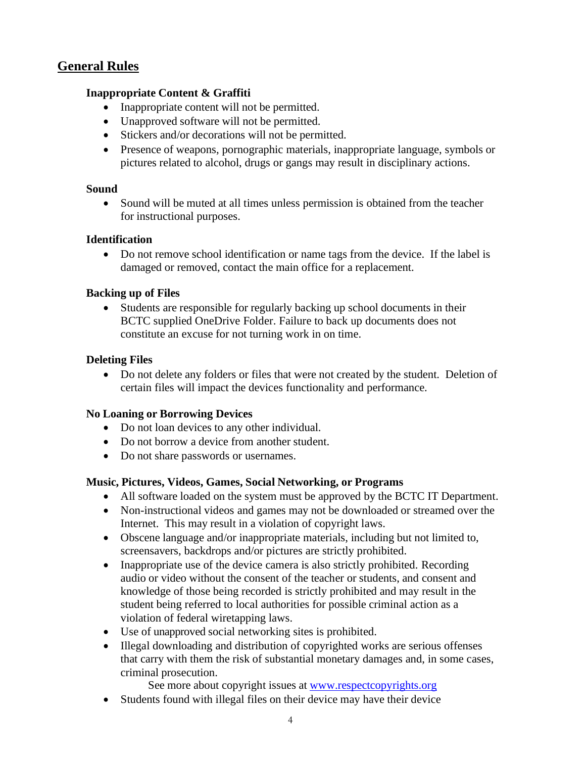## General Rules

### Inappropriate Content & Graffiti

- Inappropriate content will not be permitted.
- Unapproved software will not be permitted.
- Stickers and/or decorations will not be permitted.
- Presence of weapons, pornographic materials, inappropriate language, symbols or pictures related to alcohol, drugs or gangs may result in disciplinary actions.

### Sound

- Sound will be muted at all times unless permission is obtained from the teacher for instructional purposes.

### Identification

- Do not remove school identification or name tags from the device. If the label is damaged or removed, contact the main office for a replacement.

### Backing up of Files

- Students are responsible for regularly backing up school documents in their BCTC supplied OneDrive Folder. Failure to back up documents does not constitute an excuse for not turning work in on time.

### Deleting Files

- Do not delete any folders or files that were not created by the student. Deletion of certain files will impact the devices functionality and performance.

### No Loaning or Borrowing Devices

- Do not loan devices to any other individual.
- Do not borrow a device from another student.
- Do not share passwords or usernames.

### Music, Pictures, Videos, Games, Social Networking, or Programs

- All software loaded on the system must be approved by the BCTC IT Department.
- Non-instructional videos and games may not be downloaded or streamed over the Internet. This may result in a violation of copyright laws.
- Obscene language and/or inappropriate materials, including but not limited to, screensavers, backdrops and/or pictures are strictly prohibited.
- Inappropriate use of the device camera is also strictly prohibited. Recording audio or video without the consent of the teacher or students, and consent and knowledge of those being recorded is strictly prohibited and may result in the student being referred to local authorities for possible criminal action as a violation of federal wiretapping laws.
- Use of unapproved social networking sites is prohibited.
- Illegal downloading and distribution of copyrighted works are serious offenses that carry with them the risk of substantial monetary damages and, in some cases, criminal prosecution.

  See more about copyright issues at [www.respectcopyrights.org](http://www.respectcopyrights.org)
- Students found with illegal files on their device may have their device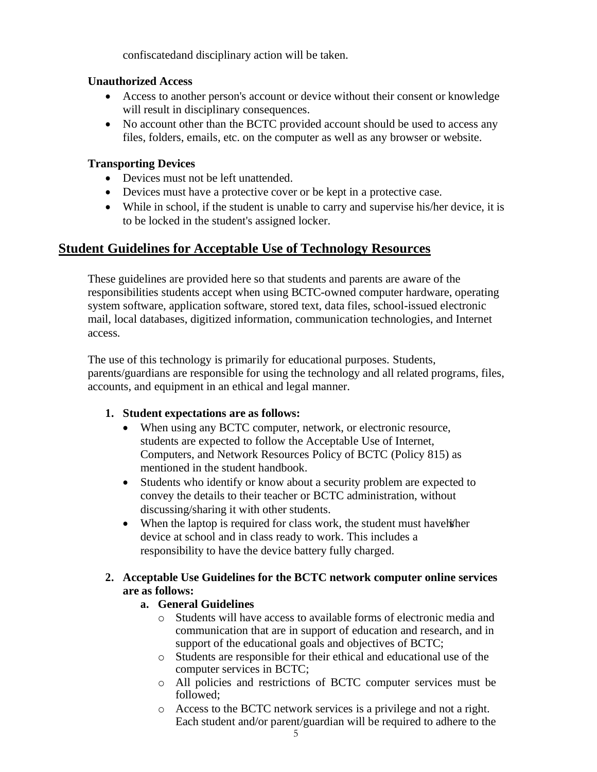confiscatedand disciplinary action will be taken.

**Unauthorized Access**

- Access to another person's account or device without their consent or knowledge will result in disciplinary consequences.
- No account other than the BCTC provided account should be used to access any files, folders, emails, etc. on the computer as well as any browser or website.

**Transporting Devices**

- Devices must not be left unattended.
- Devices must have a protective cover or be kept in a protective case.
- While in school, if the student is unable to carry and supervise his/her device, it is to be locked in the student's assigned locker.

## Student Guidelines for Acceptable Use of Technology Resources

These guidelines are provided here so that students and parents are aware of the responsibilities students accept when using BCTC-owned computer hardware, operating system software, application software, stored text, data files, school-issued electronic mail, local databases, digitized information, communication technologies, and Internet access.

The use of this technology is primarily for educational purposes. Students, parents/guardians are responsible for using the technology and all related programs, files, accounts, and equipment in an ethical and legal manner.

1. **Student expectations are as follows:**
   - When using any BCTC computer, network, or electronic resource, students are expected to follow the Acceptable Use of Internet, Computers, and Network Resources Policy of BCTC (Policy 815) as mentioned in the student handbook.
   - Students who identify or know about a security problem are expected to convey the details to their teacher or BCTC administration, without discussing/sharing it with other students.
   - When the laptop is required for class work, the student must have his/her device at school and in class ready to work. This includes a responsibility to have the device battery fully charged.

2. **Acceptable Use Guidelines for the BCTC network computer online services are as follows:**
   a. **General Guidelines**
      - Students will have access to available forms of electronic media and communication that are in support of education and research, and in support of the educational goals and objectives of BCTC;
      - Students are responsible for their ethical and educational use of the computer services in BCTC;
      - All policies and restrictions of BCTC computer services must be followed;
      - Access to the BCTC network services is a privilege and not a right. Each student and/or parent/guardian will be required to adhere to the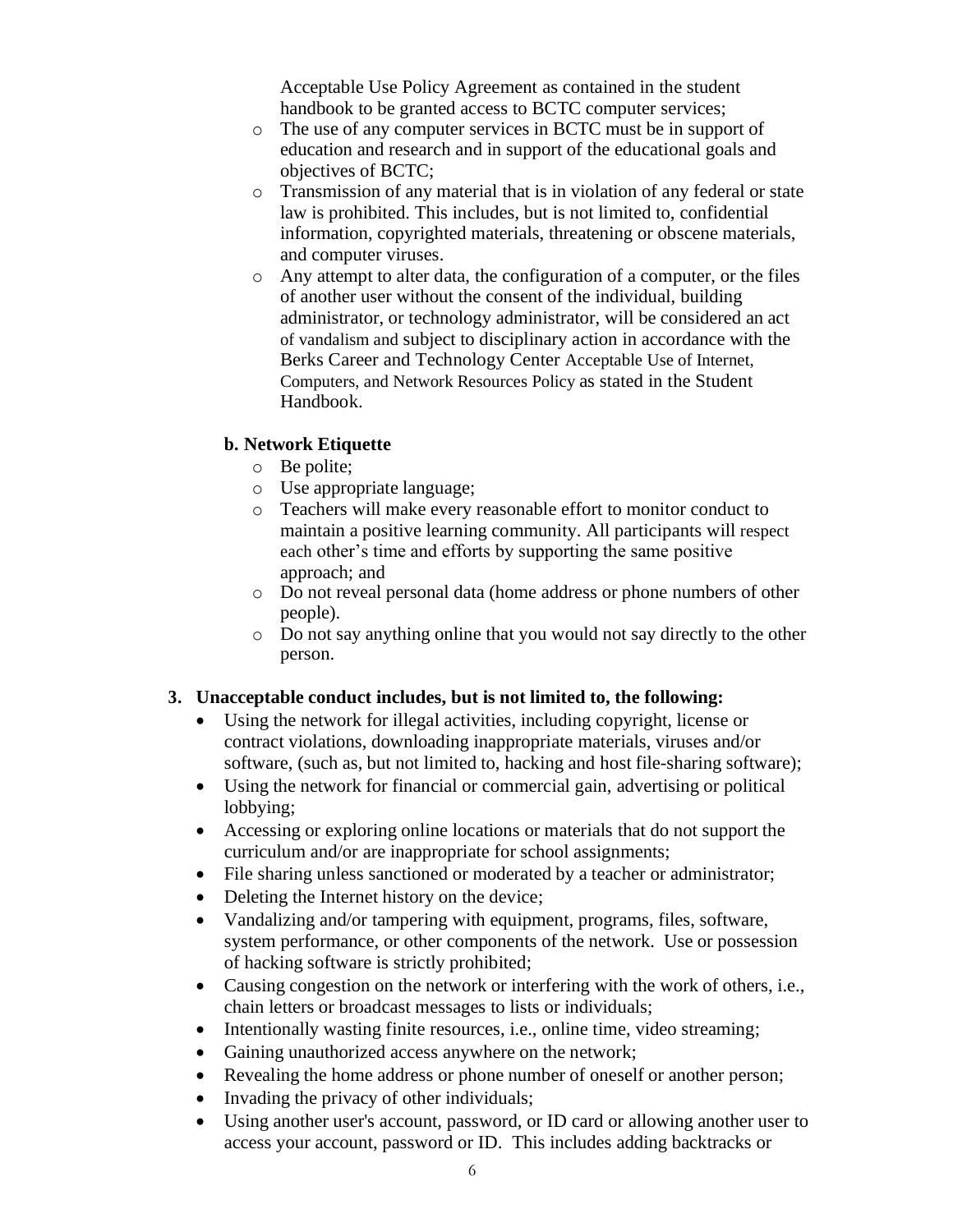Acceptable Use Policy Agreement as contained in the student handbook to be granted access to BCTC computer services;

- The use of any computer services in BCTC must be in support of education and research and in support of the educational goals and objectives of BCTC;
- Transmission of any material that is in violation of any federal or state law is prohibited. This includes, but is not limited to, confidential information, copyrighted materials, threatening or obscene materials, and computer viruses.
- Any attempt to alter data, the configuration of a computer, or the files of another user without the consent of the individual, building administrator, or technology administrator, will be considered an act of vandalism and subject to disciplinary action in accordance with the Berks Career and Technology Center Acceptable Use of Internet, Computers, and Network Resources Policy as stated in the Student Handbook.

**b. Network Etiquette**

- Be polite;
- Use appropriate language;
- Teachers will make every reasonable effort to monitor conduct to maintain a positive learning community. All participants will respect each other's time and efforts by supporting the same positive approach; and
- Do not reveal personal data (home address or phone numbers of other people).
- Do not say anything online that you would not say directly to the other person.

**3. Unacceptable conduct includes, but is not limited to, the following:**

- Using the network for illegal activities, including copyright, license or contract violations, downloading inappropriate materials, viruses and/or software, (such as, but not limited to, hacking and host file-sharing software);
- Using the network for financial or commercial gain, advertising or political lobbying;
- Accessing or exploring online locations or materials that do not support the curriculum and/or are inappropriate for school assignments;
- File sharing unless sanctioned or moderated by a teacher or administrator;
- Deleting the Internet history on the device;
- Vandalizing and/or tampering with equipment, programs, files, software, system performance, or other components of the network. Use or possession of hacking software is strictly prohibited;
- Causing congestion on the network or interfering with the work of others, i.e., chain letters or broadcast messages to lists or individuals;
- Intentionally wasting finite resources, i.e., online time, video streaming;
- Gaining unauthorized access anywhere on the network;
- Revealing the home address or phone number of oneself or another person;
- Invading the privacy of other individuals;
- Using another user's account, password, or ID card or allowing another user to access your account, password or ID. This includes adding backtracks or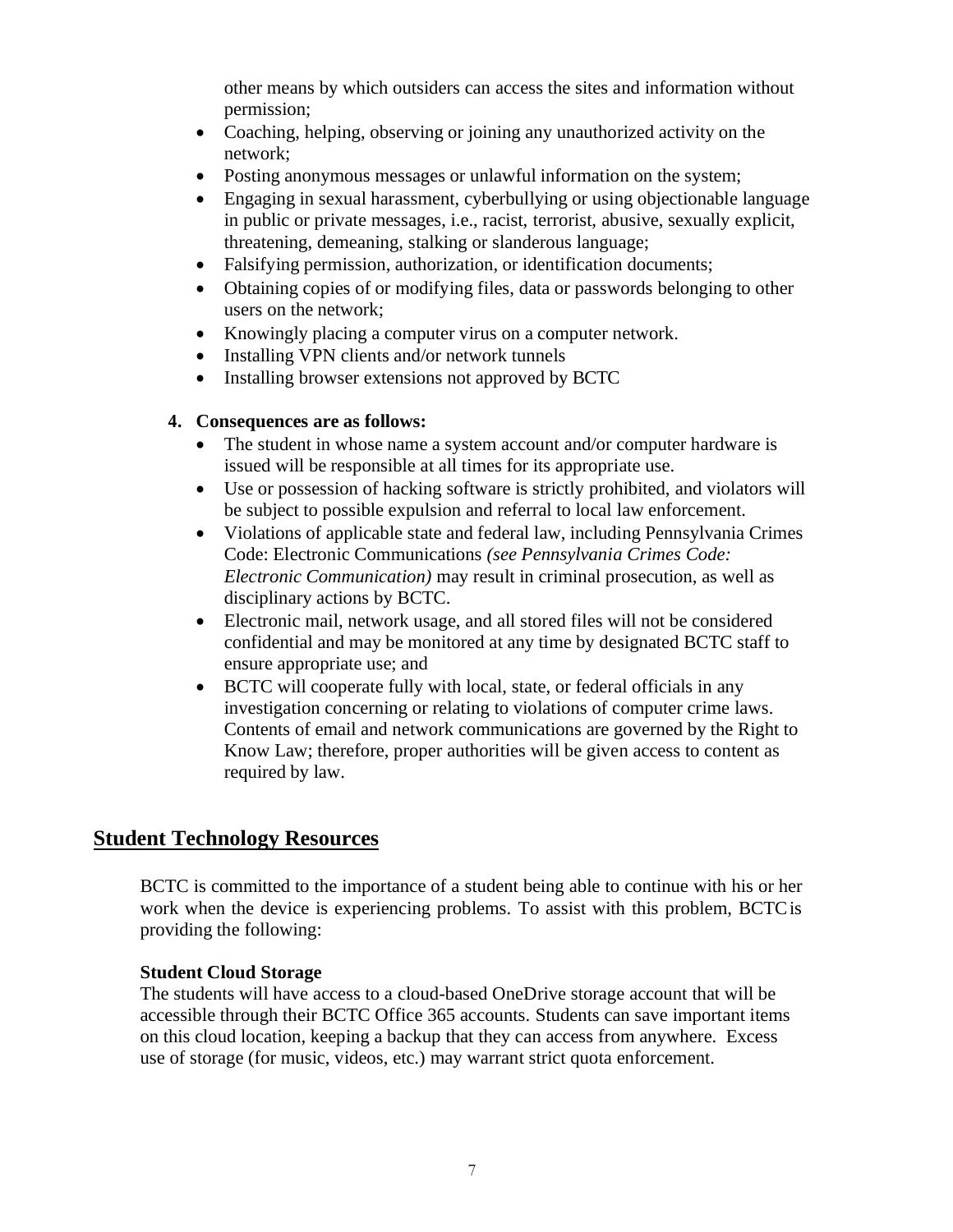other means by which outsiders can access the sites and information without permission;

- Coaching, helping, observing or joining any unauthorized activity on the network;
- Posting anonymous messages or unlawful information on the system;
- Engaging in sexual harassment, cyberbullying or using objectionable language in public or private messages, i.e., racist, terrorist, abusive, sexually explicit, threatening, demeaning, stalking or slanderous language;
- Falsifying permission, authorization, or identification documents;
- Obtaining copies of or modifying files, data or passwords belonging to other users on the network;
- Knowingly placing a computer virus on a computer network.
- Installing VPN clients and/or network tunnels
- Installing browser extensions not approved by BCTC

**4. Consequences are as follows:**

- The student in whose name a system account and/or computer hardware is issued will be responsible at all times for its appropriate use.
- Use or possession of hacking software is strictly prohibited, and violators will be subject to possible expulsion and referral to local law enforcement.
- Violations of applicable state and federal law, including Pennsylvania Crimes Code: Electronic Communications *(see Pennsylvania Crimes Code: Electronic Communication)* may result in criminal prosecution, as well as disciplinary actions by BCTC.
- Electronic mail, network usage, and all stored files will not be considered confidential and may be monitored at any time by designated BCTC staff to ensure appropriate use; and
- BCTC will cooperate fully with local, state, or federal officials in any investigation concerning or relating to violations of computer crime laws. Contents of email and network communications are governed by the Right to Know Law; therefore, proper authorities will be given access to content as required by law.

## Student Technology Resources

BCTC is committed to the importance of a student being able to continue with his or her work when the device is experiencing problems. To assist with this problem, BCTC is providing the following:

**Student Cloud Storage**

The students will have access to a cloud-based OneDrive storage account that will be accessible through their BCTC Office 365 accounts. Students can save important items on this cloud location, keeping a backup that they can access from anywhere. Excess use of storage (for music, videos, etc.) may warrant strict quota enforcement.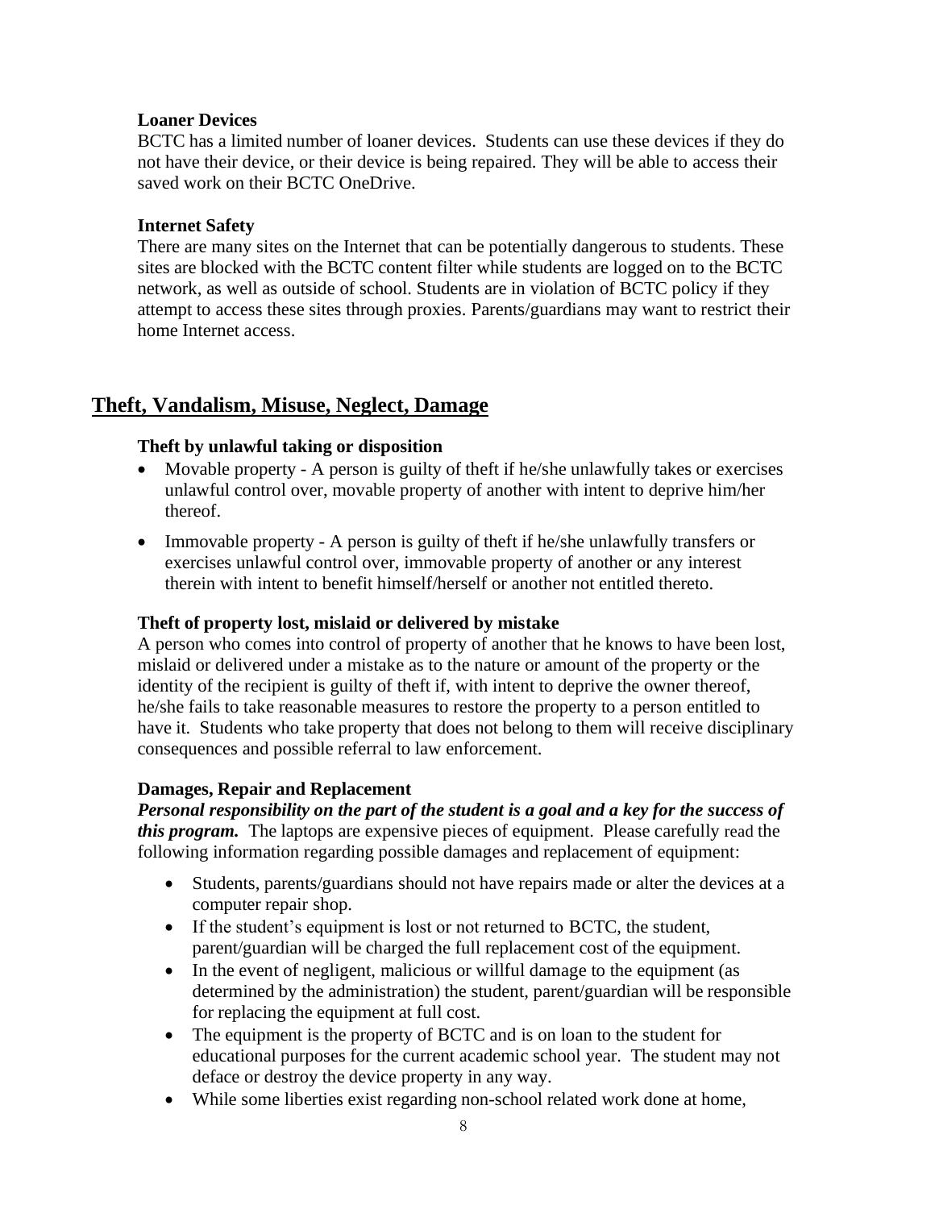### Loaner Devices

BCTC has a limited number of loaner devices. Students can use these devices if they do not have their device, or their device is being repaired. They will be able to access their saved work on their BCTC OneDrive.

### Internet Safety

There are many sites on the Internet that can be potentially dangerous to students. These sites are blocked with the BCTC content filter while students are logged on to the BCTC network, as well as outside of school. Students are in violation of BCTC policy if they attempt to access these sites through proxies. Parents/guardians may want to restrict their home Internet access.

## Theft, Vandalism, Misuse, Neglect, Damage

### Theft by unlawful taking or disposition

- Movable property - A person is guilty of theft if he/she unlawfully takes or exercises unlawful control over, movable property of another with intent to deprive him/her thereof.
- Immovable property - A person is guilty of theft if he/she unlawfully transfers or exercises unlawful control over, immovable property of another or any interest therein with intent to benefit himself/herself or another not entitled thereto.

### Theft of property lost, mislaid or delivered by mistake

A person who comes into control of property of another that he knows to have been lost, mislaid or delivered under a mistake as to the nature or amount of the property or the identity of the recipient is guilty of theft if, with intent to deprive the owner thereof, he/she fails to take reasonable measures to restore the property to a person entitled to have it. Students who take property that does not belong to them will receive disciplinary consequences and possible referral to law enforcement.

### Damages, Repair and Replacement

***Personal responsibility on the part of the student is a goal and a key for the success of this program.*** The laptops are expensive pieces of equipment. Please carefully read the following information regarding possible damages and replacement of equipment:

- Students, parents/guardians should not have repairs made or alter the devices at a computer repair shop.
- If the student's equipment is lost or not returned to BCTC, the student, parent/guardian will be charged the full replacement cost of the equipment.
- In the event of negligent, malicious or willful damage to the equipment (as determined by the administration) the student, parent/guardian will be responsible for replacing the equipment at full cost.
- The equipment is the property of BCTC and is on loan to the student for educational purposes for the current academic school year. The student may not deface or destroy the device property in any way.
- While some liberties exist regarding non-school related work done at home,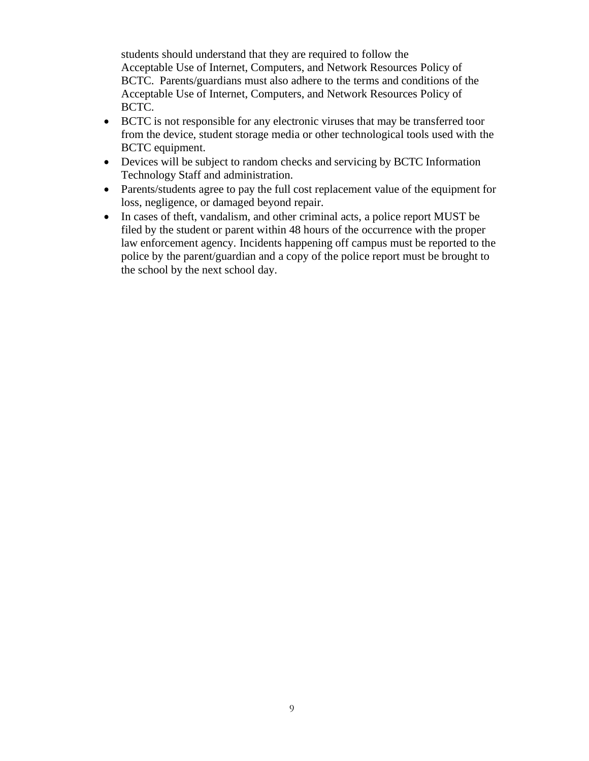students should understand that they are required to follow the Acceptable Use of Internet, Computers, and Network Resources Policy of BCTC. Parents/guardians must also adhere to the terms and conditions of the Acceptable Use of Internet, Computers, and Network Resources Policy of BCTC.

- BCTC is not responsible for any electronic viruses that may be transferred toor from the device, student storage media or other technological tools used with the BCTC equipment.
- Devices will be subject to random checks and servicing by BCTC Information Technology Staff and administration.
- Parents/students agree to pay the full cost replacement value of the equipment for loss, negligence, or damaged beyond repair.
- In cases of theft, vandalism, and other criminal acts, a police report MUST be filed by the student or parent within 48 hours of the occurrence with the proper law enforcement agency. Incidents happening off campus must be reported to the police by the parent/guardian and a copy of the police report must be brought to the school by the next school day.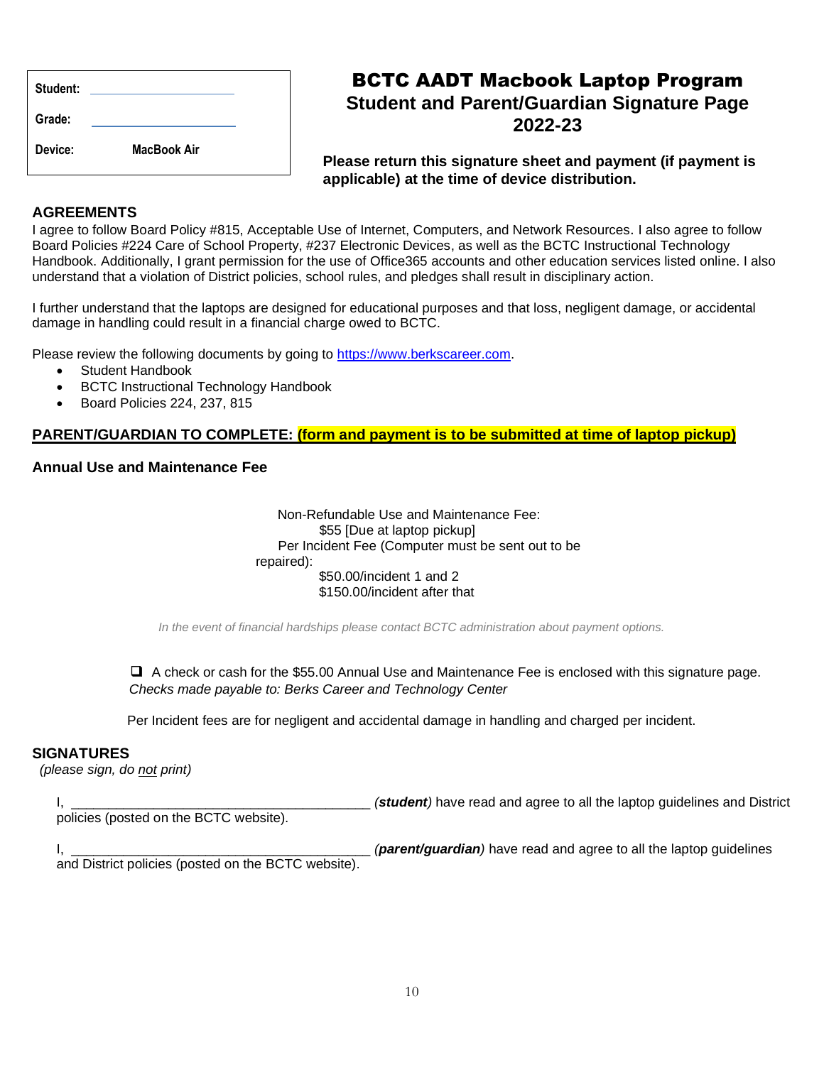| Student: | |
|---|---|
| Grade: | |
| Device: | MacBook Air |

# BCTC AADT Macbook Laptop Program

## Student and Parent/Guardian Signature Page 2022-23

**Please return this signature sheet and payment (if payment is applicable) at the time of device distribution.**

### AGREEMENTS

I agree to follow Board Policy #815, Acceptable Use of Internet, Computers, and Network Resources. I also agree to follow Board Policies #224 Care of School Property, #237 Electronic Devices, as well as the BCTC Instructional Technology Handbook. Additionally, I grant permission for the use of Office365 accounts and other education services listed online. I also understand that a violation of District policies, school rules, and pledges shall result in disciplinary action.

I further understand that the laptops are designed for educational purposes and that loss, negligent damage, or accidental damage in handling could result in a financial charge owed to BCTC.

Please review the following documents by going to https://www.berkscareer.com.

- Student Handbook
- BCTC Instructional Technology Handbook
- Board Policies 224, 237, 815

### PARENT/GUARDIAN TO COMPLETE: (form and payment is to be submitted at time of laptop pickup)

### Annual Use and Maintenance Fee

Non-Refundable Use and Maintenance Fee:
$55 [Due at laptop pickup]
Per Incident Fee (Computer must be sent out to be repaired):
$50.00/incident 1 and 2
$150.00/incident after that

*In the event of financial hardships please contact BCTC administration about payment options.*

❑ A check or cash for the $55.00 Annual Use and Maintenance Fee is enclosed with this signature page.
*Checks made payable to: Berks Career and Technology Center*

Per Incident fees are for negligent and accidental damage in handling and charged per incident.

### SIGNATURES

*(please sign, do not print)*

I, ________________________________________ ***(student)*** have read and agree to all the laptop guidelines and District policies (posted on the BCTC website).

I, ________________________________________ ***(parent/guardian)*** have read and agree to all the laptop guidelines and District policies (posted on the BCTC website).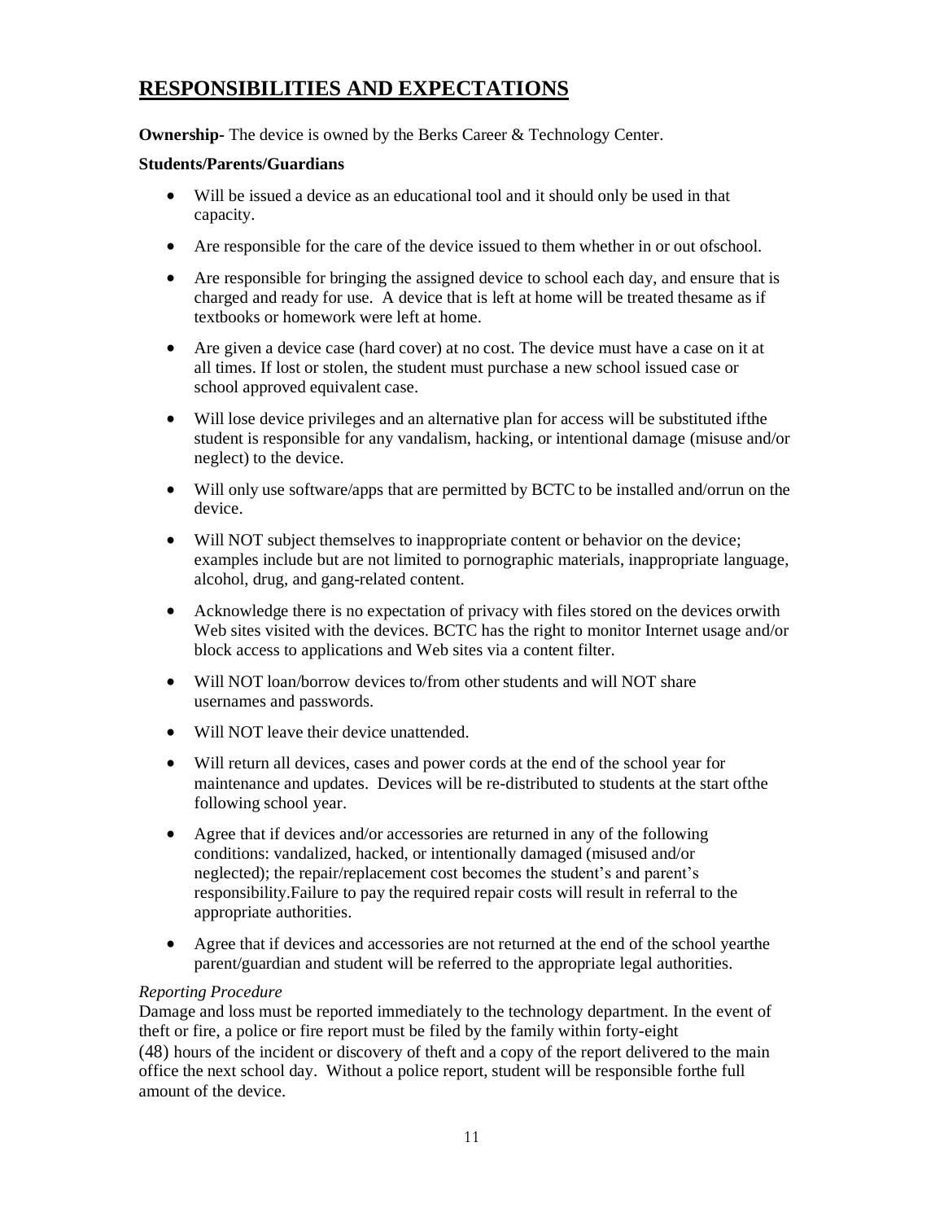# RESPONSIBILITIES AND EXPECTATIONS

**Ownership-** The device is owned by the Berks Career & Technology Center.

**Students/Parents/Guardians**

- Will be issued a device as an educational tool and it should only be used in that capacity.
- Are responsible for the care of the device issued to them whether in or out ofschool.
- Are responsible for bringing the assigned device to school each day, and ensure that is charged and ready for use. A device that is left at home will be treated thesame as if textbooks or homework were left at home.
- Are given a device case (hard cover) at no cost. The device must have a case on it at all times. If lost or stolen, the student must purchase a new school issued case or school approved equivalent case.
- Will lose device privileges and an alternative plan for access will be substituted ifthe student is responsible for any vandalism, hacking, or intentional damage (misuse and/or neglect) to the device.
- Will only use software/apps that are permitted by BCTC to be installed and/orrun on the device.
- Will NOT subject themselves to inappropriate content or behavior on the device; examples include but are not limited to pornographic materials, inappropriate language, alcohol, drug, and gang-related content.
- Acknowledge there is no expectation of privacy with files stored on the devices orwith Web sites visited with the devices. BCTC has the right to monitor Internet usage and/or block access to applications and Web sites via a content filter.
- Will NOT loan/borrow devices to/from other students and will NOT share usernames and passwords.
- Will NOT leave their device unattended.
- Will return all devices, cases and power cords at the end of the school year for maintenance and updates. Devices will be re-distributed to students at the start ofthe following school year.
- Agree that if devices and/or accessories are returned in any of the following conditions: vandalized, hacked, or intentionally damaged (misused and/or neglected); the repair/replacement cost becomes the student's and parent's responsibility.Failure to pay the required repair costs will result in referral to the appropriate authorities.
- Agree that if devices and accessories are not returned at the end of the school yearthe parent/guardian and student will be referred to the appropriate legal authorities.

*Reporting Procedure*

Damage and loss must be reported immediately to the technology department. In the event of theft or fire, a police or fire report must be filed by the family within forty-eight (48) hours of the incident or discovery of theft and a copy of the report delivered to the main office the next school day. Without a police report, student will be responsible forthe full amount of the device.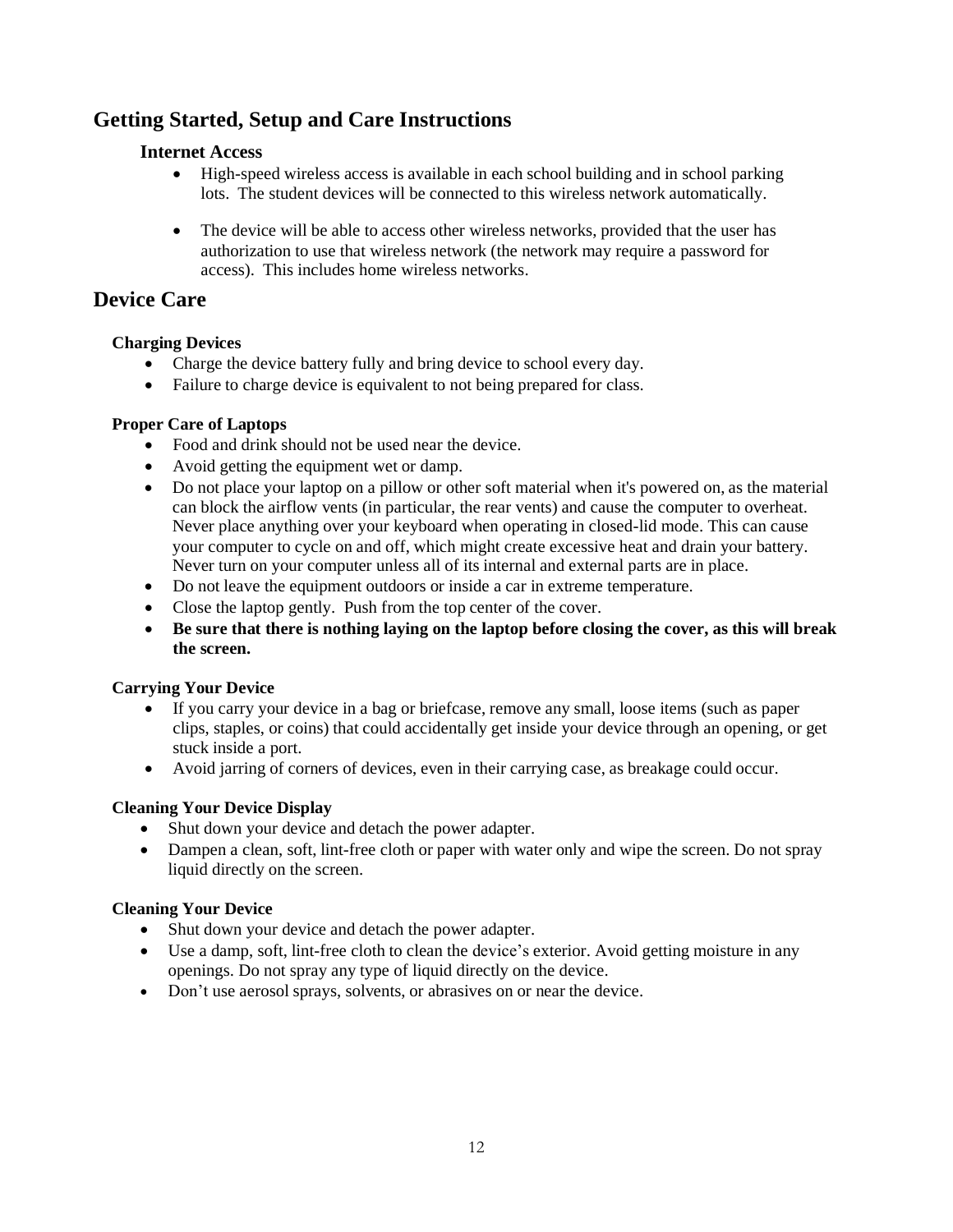## Getting Started, Setup and Care Instructions

### Internet Access

- High-speed wireless access is available in each school building and in school parking lots. The student devices will be connected to this wireless network automatically.
- The device will be able to access other wireless networks, provided that the user has authorization to use that wireless network (the network may require a password for access). This includes home wireless networks.

## Device Care

### Charging Devices

- Charge the device battery fully and bring device to school every day.
- Failure to charge device is equivalent to not being prepared for class.

### Proper Care of Laptops

- Food and drink should not be used near the device.
- Avoid getting the equipment wet or damp.
- Do not place your laptop on a pillow or other soft material when it's powered on, as the material can block the airflow vents (in particular, the rear vents) and cause the computer to overheat. Never place anything over your keyboard when operating in closed-lid mode. This can cause your computer to cycle on and off, which might create excessive heat and drain your battery. Never turn on your computer unless all of its internal and external parts are in place.
- Do not leave the equipment outdoors or inside a car in extreme temperature.
- Close the laptop gently. Push from the top center of the cover.
- **Be sure that there is nothing laying on the laptop before closing the cover, as this will break the screen.**

### Carrying Your Device

- If you carry your device in a bag or briefcase, remove any small, loose items (such as paper clips, staples, or coins) that could accidentally get inside your device through an opening, or get stuck inside a port.
- Avoid jarring of corners of devices, even in their carrying case, as breakage could occur.

### Cleaning Your Device Display

- Shut down your device and detach the power adapter.
- Dampen a clean, soft, lint-free cloth or paper with water only and wipe the screen. Do not spray liquid directly on the screen.

### Cleaning Your Device

- Shut down your device and detach the power adapter.
- Use a damp, soft, lint-free cloth to clean the device's exterior. Avoid getting moisture in any openings. Do not spray any type of liquid directly on the device.
- Don't use aerosol sprays, solvents, or abrasives on or near the device.